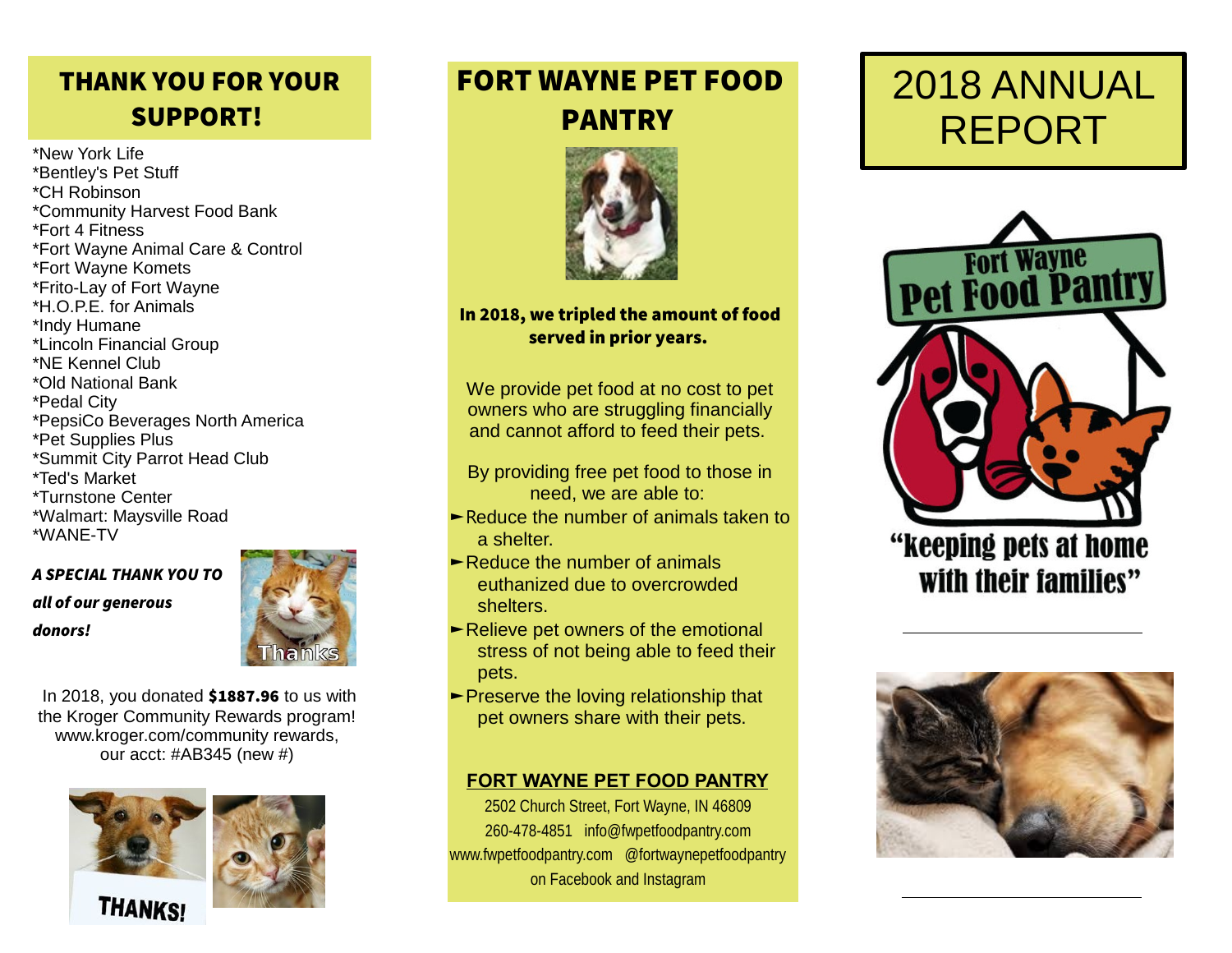## THANK YOU FOR YOUR SUPPORT!

*New York Life
*Bentley's Pet Stuff
*CH Robinson
*Community Harvest Food Bank
*Fort 4 Fitness
*Fort Wayne Animal Care & Control
*Fort Wayne Komets
*Frito-Lay of Fort Wayne
*H.O.P.E. for Animals
*Indy Humane
*Lincoln Financial Group
*NE Kennel Club
*Old National Bank
*Pedal City
*PepsiCo Beverages North America
*Pet Supplies Plus
*Summit City Parrot Head Club
*Ted's Market
*Turnstone Center
*Walmart: Maysville Road
*WANE-TV

***A SPECIAL THANK YOU TO all of our generous donors!***

In 2018, you donated **$1887.96** to us with the Kroger Community Rewards program! www.kroger.com/community rewards, our acct: #AB345 (new #)

## FORT WAYNE PET FOOD PANTRY

**In 2018, we tripled the amount of food served in prior years.**

We provide pet food at no cost to pet owners who are struggling financially and cannot afford to feed their pets.

By providing free pet food to those in need, we are able to:

- Reduce the number of animals taken to a shelter.
- Reduce the number of animals euthanized due to overcrowded shelters.
- Relieve pet owners of the emotional stress of not being able to feed their pets.
- Preserve the loving relationship that pet owners share with their pets.

**FORT WAYNE PET FOOD PANTRY**

2502 Church Street, Fort Wayne, IN 46809
260-478-4851 info@fwpetfoodpantry.com
www.fwpetfoodpantry.com @fortwaynepetfoodpantry on Facebook and Instagram

# 2018 ANNUAL REPORT

Fort Wayne Pet Food Pantry

"keeping pets at home with their families"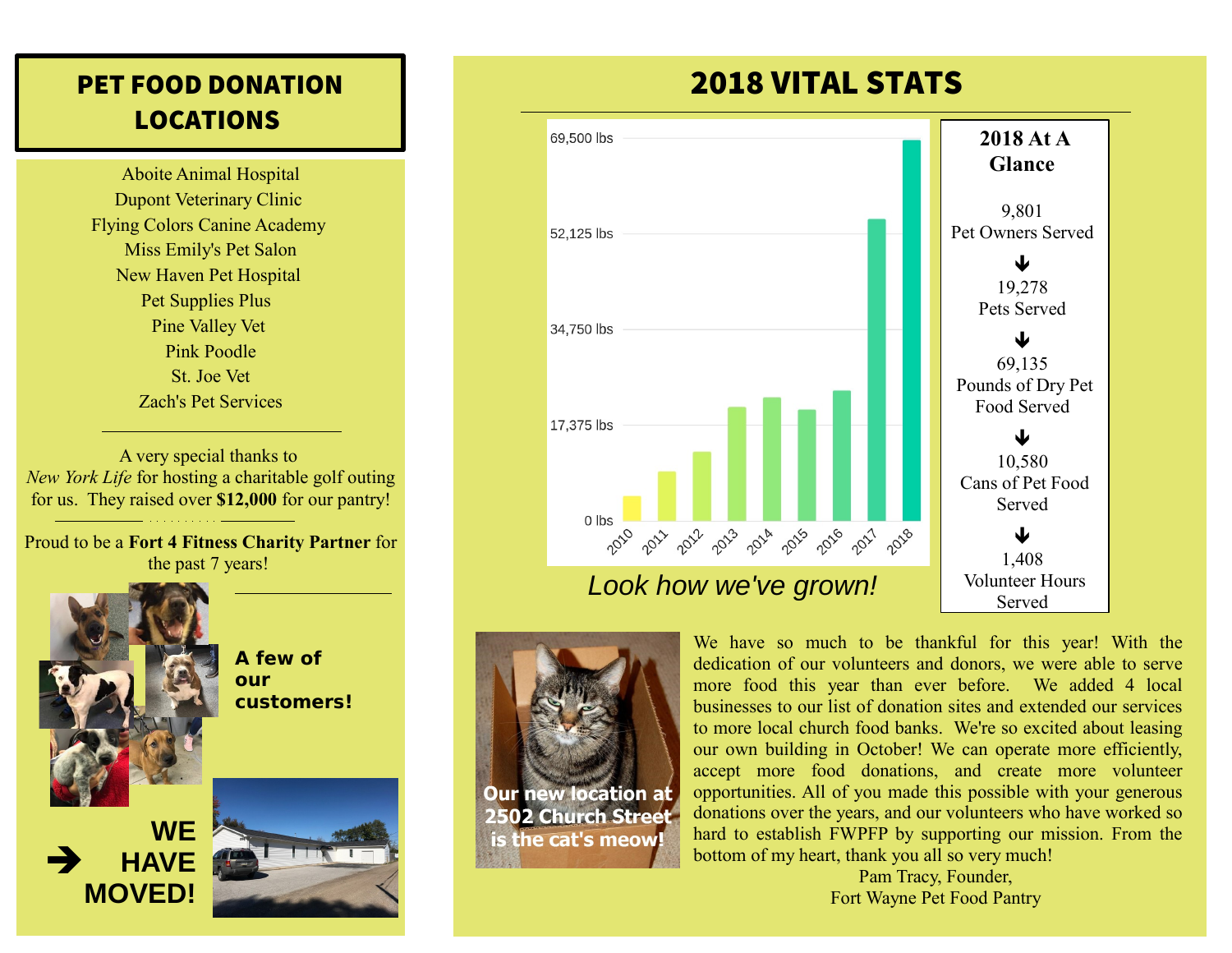## PET FOOD DONATION LOCATIONS

Aboite Animal Hospital
Dupont Veterinary Clinic
Flying Colors Canine Academy
Miss Emily's Pet Salon
New Haven Pet Hospital
Pet Supplies Plus
Pine Valley Vet
Pink Poodle
St. Joe Vet
Zach's Pet Services

---

A very special thanks to *New York Life* for hosting a charitable golf outing for us. They raised over **$12,000** for our pantry!

---

Proud to be a **Fort 4 Fitness Charity Partner** for the past 7 years!

---

**A few of our customers!**

**➔ WE HAVE MOVED!**

## 2018 VITAL STATS

69,500 lbs
52,125 lbs
34,750 lbs
17,375 lbs
0 lbs
2010
2011
2012
2013
2014
2015
2016
2017
2018

*Look how we've grown!*

### 2018 At A Glance

9,801
Pet Owners Served

↓

19,278
Pets Served

↓

69,135
Pounds of Dry Pet Food Served

↓

10,580
Cans of Pet Food Served

↓

1,408
Volunteer Hours Served

**Our new location at 2502 Church Street is the cat's meow!**

We have so much to be thankful for this year! With the dedication of our volunteers and donors, we were able to serve more food this year than ever before. We added 4 local businesses to our list of donation sites and extended our services to more local church food banks. We're so excited about leasing our own building in October! We can operate more efficiently, accept more food donations, and create more volunteer opportunities. All of you made this possible with your generous donations over the years, and our volunteers who have worked so hard to establish FWPFP by supporting our mission. From the bottom of my heart, thank you all so very much!

Pam Tracy, Founder,
Fort Wayne Pet Food Pantry